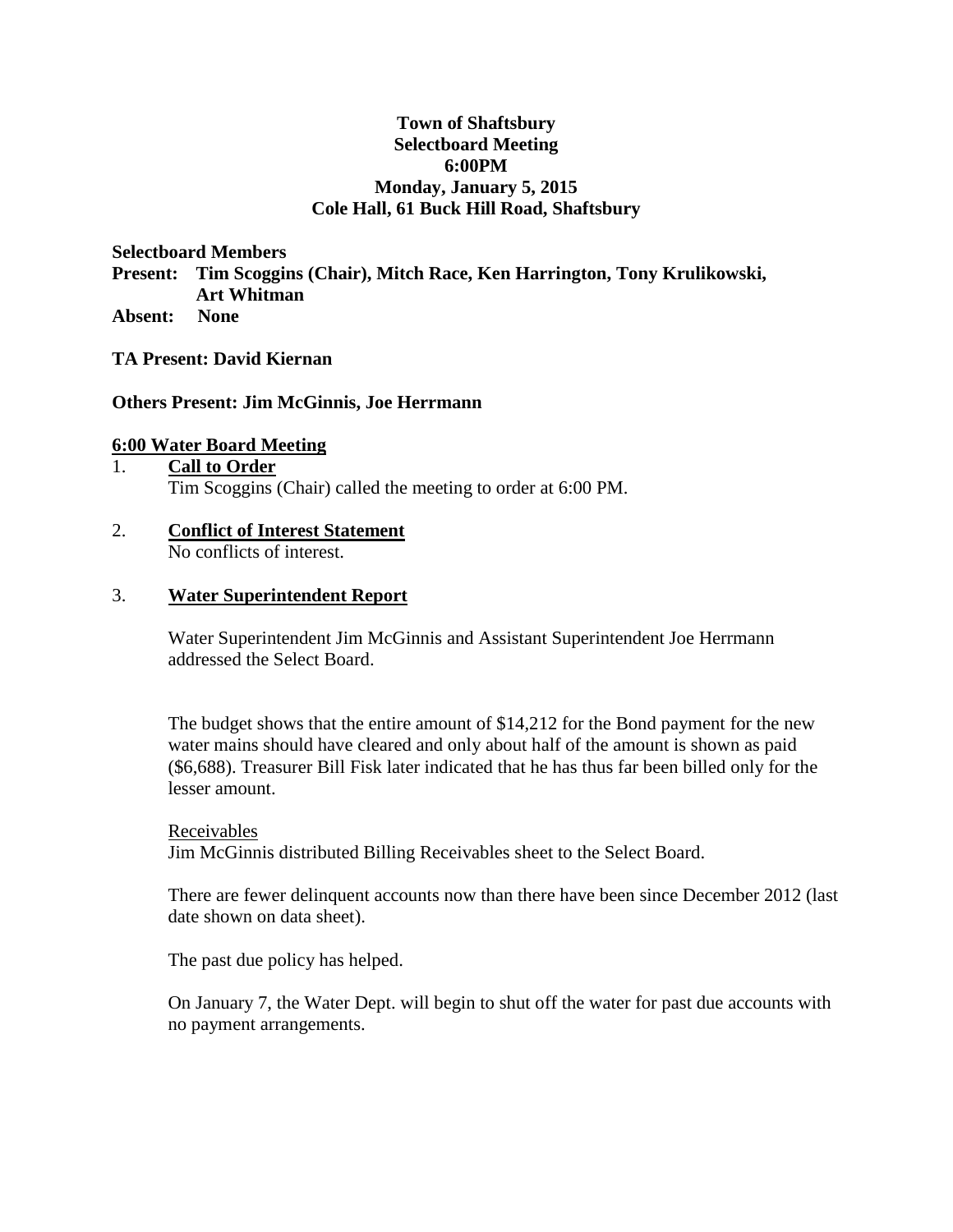**Town of Shaftsbury**
**Selectboard Meeting**
**6:00PM**
**Monday, January 5, 2015**
**Cole Hall, 61 Buck Hill Road, Shaftsbury**

**Selectboard Members**
**Present: Tim Scoggins (Chair), Mitch Race, Ken Harrington, Tony Krulikowski, Art Whitman**
**Absent: None**

**TA Present: David Kiernan**

**Others Present: Jim McGinnis, Joe Herrmann**

## 6:00 Water Board Meeting

1. **Call to Order**
   Tim Scoggins (Chair) called the meeting to order at 6:00 PM.

2. **Conflict of Interest Statement**
   No conflicts of interest.

3. **Water Superintendent Report**

   Water Superintendent Jim McGinnis and Assistant Superintendent Joe Herrmann addressed the Select Board.

   The budget shows that the entire amount of $14,212 for the Bond payment for the new water mains should have cleared and only about half of the amount is shown as paid ($6,688). Treasurer Bill Fisk later indicated that he has thus far been billed only for the lesser amount.

   Receivables
   Jim McGinnis distributed Billing Receivables sheet to the Select Board.

   There are fewer delinquent accounts now than there have been since December 2012 (last date shown on data sheet).

   The past due policy has helped.

   On January 7, the Water Dept. will begin to shut off the water for past due accounts with no payment arrangements.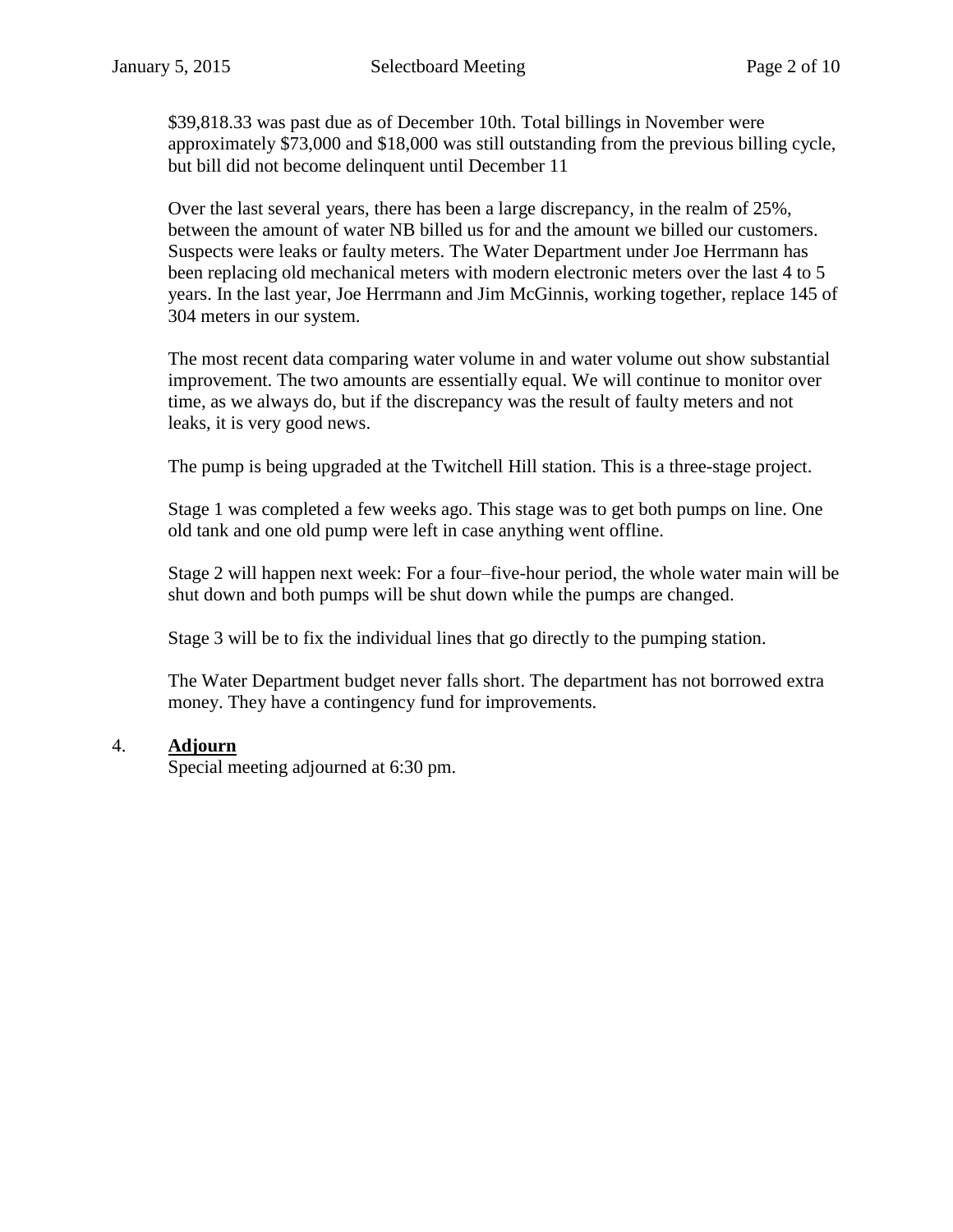$39,818.33 was past due as of December 10th. Total billings in November were approximately $73,000 and $18,000 was still outstanding from the previous billing cycle, but bill did not become delinquent until December 11

Over the last several years, there has been a large discrepancy, in the realm of 25%, between the amount of water NB billed us for and the amount we billed our customers. Suspects were leaks or faulty meters. The Water Department under Joe Herrmann has been replacing old mechanical meters with modern electronic meters over the last 4 to 5 years. In the last year, Joe Herrmann and Jim McGinnis, working together, replace 145 of 304 meters in our system.

The most recent data comparing water volume in and water volume out show substantial improvement. The two amounts are essentially equal. We will continue to monitor over time, as we always do, but if the discrepancy was the result of faulty meters and not leaks, it is very good news.

The pump is being upgraded at the Twitchell Hill station. This is a three-stage project.

Stage 1 was completed a few weeks ago. This stage was to get both pumps on line. One old tank and one old pump were left in case anything went offline.

Stage 2 will happen next week: For a four–five-hour period, the whole water main will be shut down and both pumps will be shut down while the pumps are changed.

Stage 3 will be to fix the individual lines that go directly to the pumping station.

The Water Department budget never falls short. The department has not borrowed extra money. They have a contingency fund for improvements.

4. **Adjourn**

Special meeting adjourned at 6:30 pm.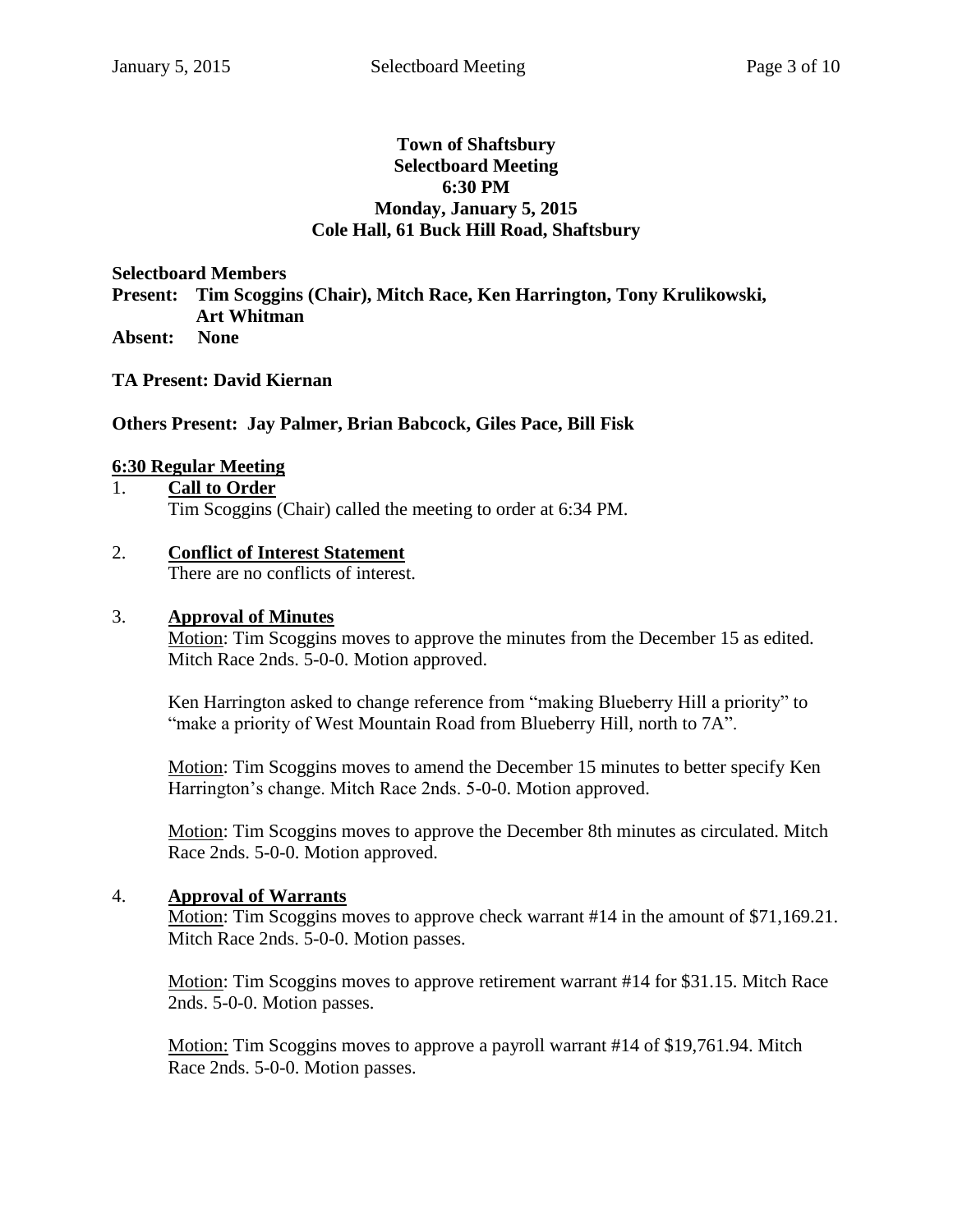**Town of Shaftsbury**
**Selectboard Meeting**
**6:30 PM**
**Monday, January 5, 2015**
**Cole Hall, 61 Buck Hill Road, Shaftsbury**

**Selectboard Members**
**Present: Tim Scoggins (Chair), Mitch Race, Ken Harrington, Tony Krulikowski, Art Whitman**
**Absent: None**

**TA Present: David Kiernan**

**Others Present: Jay Palmer, Brian Babcock, Giles Pace, Bill Fisk**

## 6:30 Regular Meeting

1. **Call to Order**
   Tim Scoggins (Chair) called the meeting to order at 6:34 PM.

2. **Conflict of Interest Statement**
   There are no conflicts of interest.

3. **Approval of Minutes**
   Motion: Tim Scoggins moves to approve the minutes from the December 15 as edited. Mitch Race 2nds. 5-0-0. Motion approved.

   Ken Harrington asked to change reference from "making Blueberry Hill a priority" to "make a priority of West Mountain Road from Blueberry Hill, north to 7A".

   Motion: Tim Scoggins moves to amend the December 15 minutes to better specify Ken Harrington's change. Mitch Race 2nds. 5-0-0. Motion approved.

   Motion: Tim Scoggins moves to approve the December 8th minutes as circulated. Mitch Race 2nds. 5-0-0. Motion approved.

4. **Approval of Warrants**
   Motion: Tim Scoggins moves to approve check warrant #14 in the amount of $71,169.21. Mitch Race 2nds. 5-0-0. Motion passes.

   Motion: Tim Scoggins moves to approve retirement warrant #14 for $31.15. Mitch Race 2nds. 5-0-0. Motion passes.

   Motion: Tim Scoggins moves to approve a payroll warrant #14 of $19,761.94. Mitch Race 2nds. 5-0-0. Motion passes.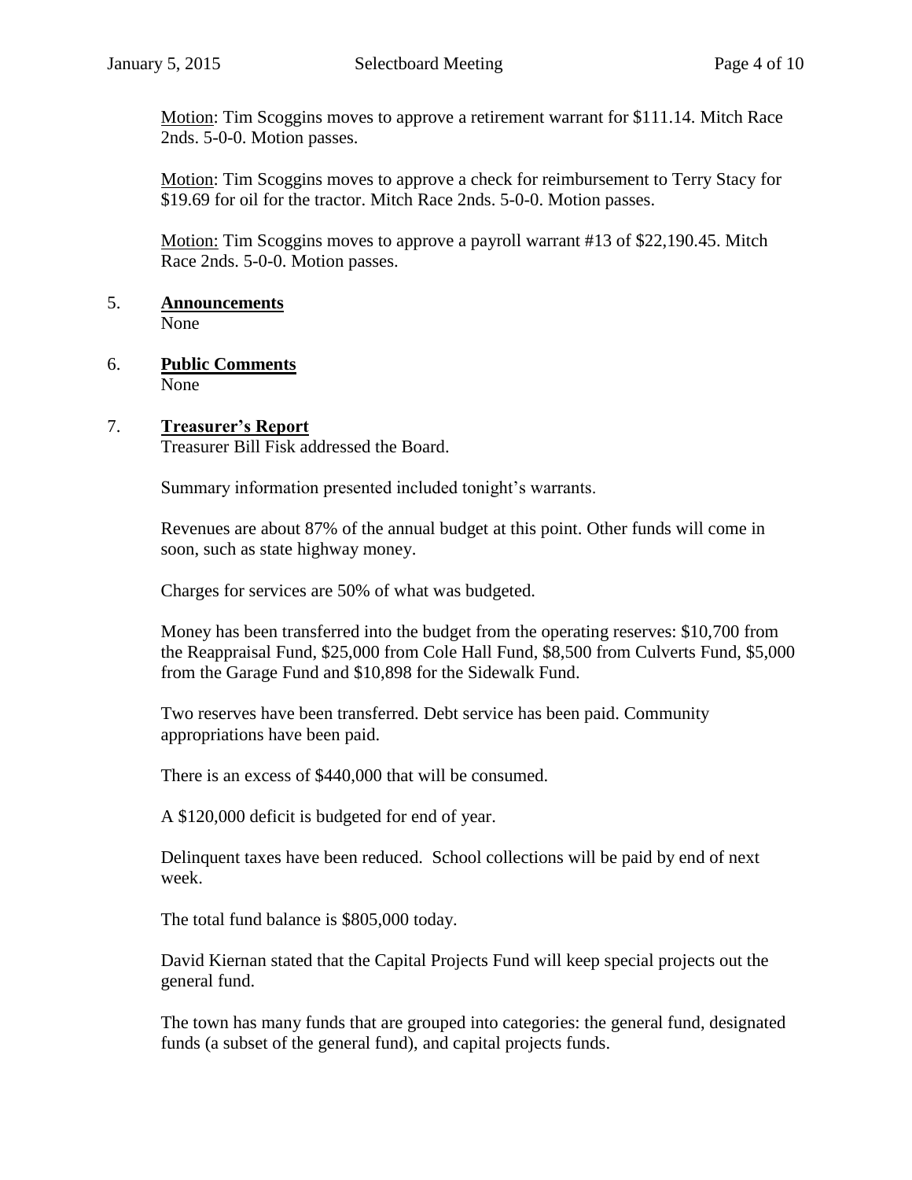Motion: Tim Scoggins moves to approve a retirement warrant for $111.14. Mitch Race 2nds. 5-0-0. Motion passes.

Motion: Tim Scoggins moves to approve a check for reimbursement to Terry Stacy for $19.69 for oil for the tractor. Mitch Race 2nds. 5-0-0. Motion passes.

Motion: Tim Scoggins moves to approve a payroll warrant #13 of $22,190.45. Mitch Race 2nds. 5-0-0. Motion passes.

5. **Announcements**
   None

6. **Public Comments**
   None

7. **Treasurer's Report**
   Treasurer Bill Fisk addressed the Board.

   Summary information presented included tonight's warrants.

   Revenues are about 87% of the annual budget at this point. Other funds will come in soon, such as state highway money.

   Charges for services are 50% of what was budgeted.

   Money has been transferred into the budget from the operating reserves: $10,700 from the Reappraisal Fund, $25,000 from Cole Hall Fund, $8,500 from Culverts Fund, $5,000 from the Garage Fund and $10,898 for the Sidewalk Fund.

   Two reserves have been transferred. Debt service has been paid. Community appropriations have been paid.

   There is an excess of $440,000 that will be consumed.

   A $120,000 deficit is budgeted for end of year.

   Delinquent taxes have been reduced. School collections will be paid by end of next week.

   The total fund balance is $805,000 today.

   David Kiernan stated that the Capital Projects Fund will keep special projects out the general fund.

   The town has many funds that are grouped into categories: the general fund, designated funds (a subset of the general fund), and capital projects funds.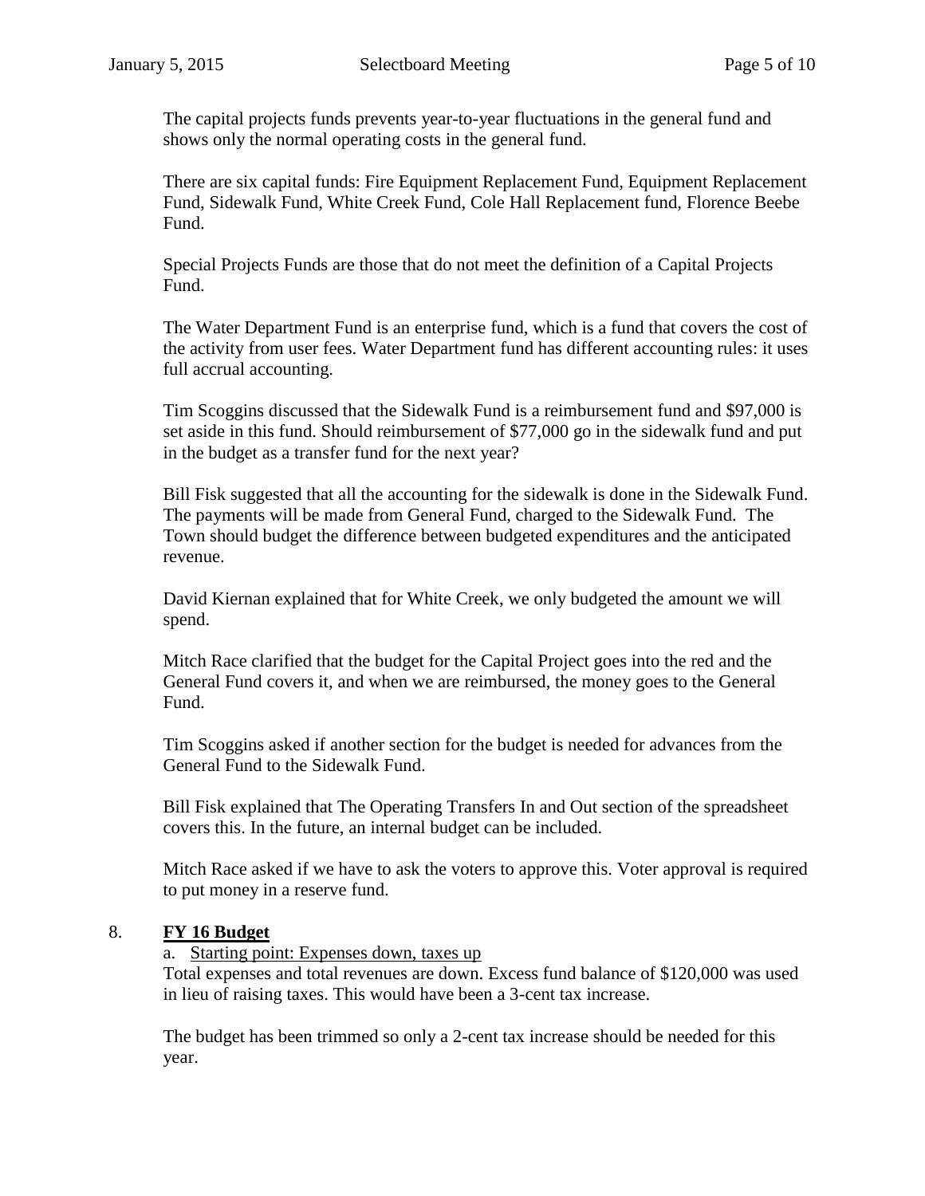The capital projects funds prevents year-to-year fluctuations in the general fund and shows only the normal operating costs in the general fund.

There are six capital funds: Fire Equipment Replacement Fund, Equipment Replacement Fund, Sidewalk Fund, White Creek Fund, Cole Hall Replacement fund, Florence Beebe Fund.

Special Projects Funds are those that do not meet the definition of a Capital Projects Fund.

The Water Department Fund is an enterprise fund, which is a fund that covers the cost of the activity from user fees. Water Department fund has different accounting rules: it uses full accrual accounting.

Tim Scoggins discussed that the Sidewalk Fund is a reimbursement fund and $97,000 is set aside in this fund. Should reimbursement of $77,000 go in the sidewalk fund and put in the budget as a transfer fund for the next year?

Bill Fisk suggested that all the accounting for the sidewalk is done in the Sidewalk Fund. The payments will be made from General Fund, charged to the Sidewalk Fund. The Town should budget the difference between budgeted expenditures and the anticipated revenue.

David Kiernan explained that for White Creek, we only budgeted the amount we will spend.

Mitch Race clarified that the budget for the Capital Project goes into the red and the General Fund covers it, and when we are reimbursed, the money goes to the General Fund.

Tim Scoggins asked if another section for the budget is needed for advances from the General Fund to the Sidewalk Fund.

Bill Fisk explained that The Operating Transfers In and Out section of the spreadsheet covers this. In the future, an internal budget can be included.

Mitch Race asked if we have to ask the voters to approve this. Voter approval is required to put money in a reserve fund.

8. **FY 16 Budget**

a. Starting point: Expenses down, taxes up

Total expenses and total revenues are down. Excess fund balance of $120,000 was used in lieu of raising taxes. This would have been a 3-cent tax increase.

The budget has been trimmed so only a 2-cent tax increase should be needed for this year.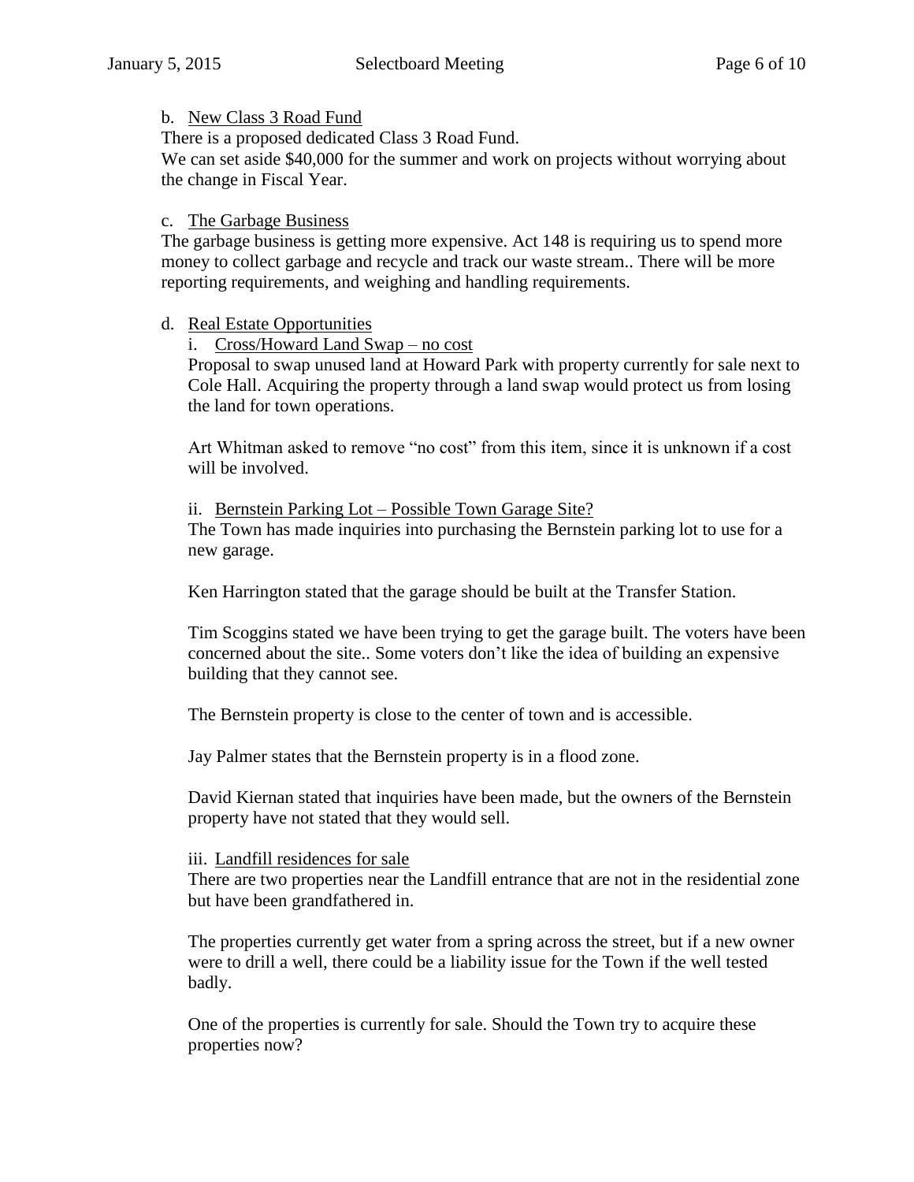b. <u>New Class 3 Road Fund</u>

There is a proposed dedicated Class 3 Road Fund.
We can set aside $40,000 for the summer and work on projects without worrying about the change in Fiscal Year.

c. <u>The Garbage Business</u>

The garbage business is getting more expensive. Act 148 is requiring us to spend more money to collect garbage and recycle and track our waste stream.. There will be more reporting requirements, and weighing and handling requirements.

d. <u>Real Estate Opportunities</u>

i. <u>Cross/Howard Land Swap – no cost</u>

Proposal to swap unused land at Howard Park with property currently for sale next to Cole Hall. Acquiring the property through a land swap would protect us from losing the land for town operations.

Art Whitman asked to remove "no cost" from this item, since it is unknown if a cost will be involved.

ii. <u>Bernstein Parking Lot – Possible Town Garage Site?</u>

The Town has made inquiries into purchasing the Bernstein parking lot to use for a new garage.

Ken Harrington stated that the garage should be built at the Transfer Station.

Tim Scoggins stated we have been trying to get the garage built. The voters have been concerned about the site.. Some voters don't like the idea of building an expensive building that they cannot see.

The Bernstein property is close to the center of town and is accessible.

Jay Palmer states that the Bernstein property is in a flood zone.

David Kiernan stated that inquiries have been made, but the owners of the Bernstein property have not stated that they would sell.

iii. <u>Landfill residences for sale</u>

There are two properties near the Landfill entrance that are not in the residential zone but have been grandfathered in.

The properties currently get water from a spring across the street, but if a new owner were to drill a well, there could be a liability issue for the Town if the well tested badly.

One of the properties is currently for sale. Should the Town try to acquire these properties now?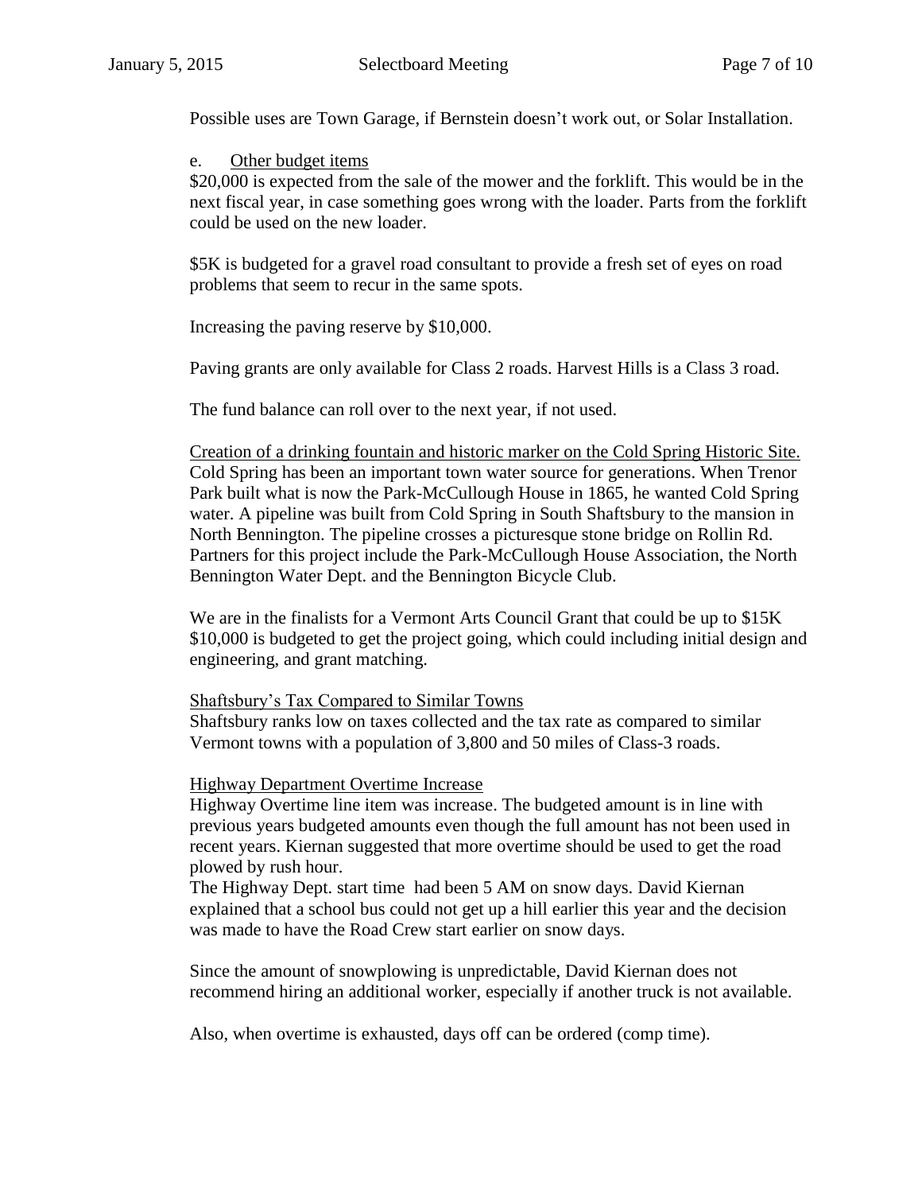Possible uses are Town Garage, if Bernstein doesn't work out, or Solar Installation.

e. Other budget items

$20,000 is expected from the sale of the mower and the forklift. This would be in the next fiscal year, in case something goes wrong with the loader. Parts from the forklift could be used on the new loader.

$5K is budgeted for a gravel road consultant to provide a fresh set of eyes on road problems that seem to recur in the same spots.

Increasing the paving reserve by $10,000.

Paving grants are only available for Class 2 roads. Harvest Hills is a Class 3 road.

The fund balance can roll over to the next year, if not used.

Creation of a drinking fountain and historic marker on the Cold Spring Historic Site.

Cold Spring has been an important town water source for generations. When Trenor Park built what is now the Park-McCullough House in 1865, he wanted Cold Spring water. A pipeline was built from Cold Spring in South Shaftsbury to the mansion in North Bennington. The pipeline crosses a picturesque stone bridge on Rollin Rd. Partners for this project include the Park-McCullough House Association, the North Bennington Water Dept. and the Bennington Bicycle Club.

We are in the finalists for a Vermont Arts Council Grant that could be up to $15K $10,000 is budgeted to get the project going, which could including initial design and engineering, and grant matching.

Shaftsbury's Tax Compared to Similar Towns

Shaftsbury ranks low on taxes collected and the tax rate as compared to similar Vermont towns with a population of 3,800 and 50 miles of Class-3 roads.

Highway Department Overtime Increase

Highway Overtime line item was increase. The budgeted amount is in line with previous years budgeted amounts even though the full amount has not been used in recent years. Kiernan suggested that more overtime should be used to get the road plowed by rush hour.

The Highway Dept. start time had been 5 AM on snow days. David Kiernan explained that a school bus could not get up a hill earlier this year and the decision was made to have the Road Crew start earlier on snow days.

Since the amount of snowplowing is unpredictable, David Kiernan does not recommend hiring an additional worker, especially if another truck is not available.

Also, when overtime is exhausted, days off can be ordered (comp time).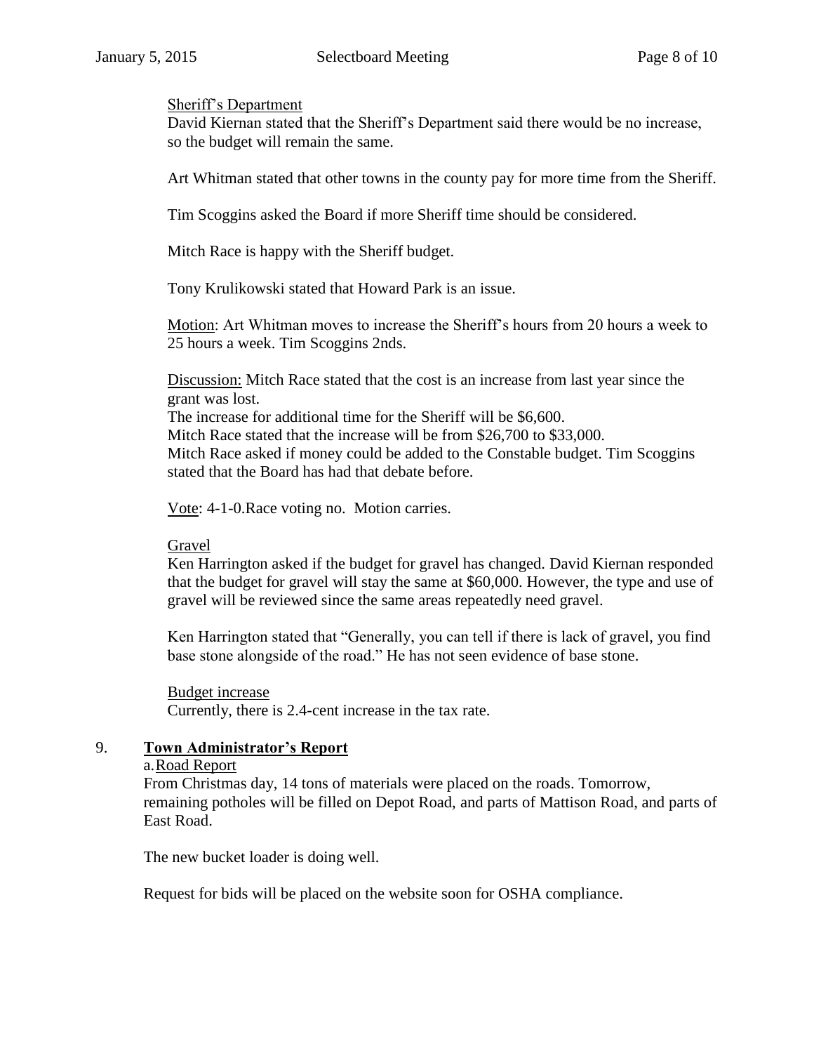Sheriff's Department

David Kiernan stated that the Sheriff's Department said there would be no increase, so the budget will remain the same.

Art Whitman stated that other towns in the county pay for more time from the Sheriff.

Tim Scoggins asked the Board if more Sheriff time should be considered.

Mitch Race is happy with the Sheriff budget.

Tony Krulikowski stated that Howard Park is an issue.

Motion: Art Whitman moves to increase the Sheriff's hours from 20 hours a week to 25 hours a week. Tim Scoggins 2nds.

Discussion: Mitch Race stated that the cost is an increase from last year since the grant was lost.
The increase for additional time for the Sheriff will be $6,600.
Mitch Race stated that the increase will be from $26,700 to $33,000.
Mitch Race asked if money could be added to the Constable budget. Tim Scoggins stated that the Board has had that debate before.

Vote: 4-1-0.Race voting no. Motion carries.

Gravel

Ken Harrington asked if the budget for gravel has changed. David Kiernan responded that the budget for gravel will stay the same at $60,000. However, the type and use of gravel will be reviewed since the same areas repeatedly need gravel.

Ken Harrington stated that "Generally, you can tell if there is lack of gravel, you find base stone alongside of the road." He has not seen evidence of base stone.

Budget increase

Currently, there is 2.4-cent increase in the tax rate.

## 9. **Town Administrator's Report**

a. Road Report

From Christmas day, 14 tons of materials were placed on the roads. Tomorrow, remaining potholes will be filled on Depot Road, and parts of Mattison Road, and parts of East Road.

The new bucket loader is doing well.

Request for bids will be placed on the website soon for OSHA compliance.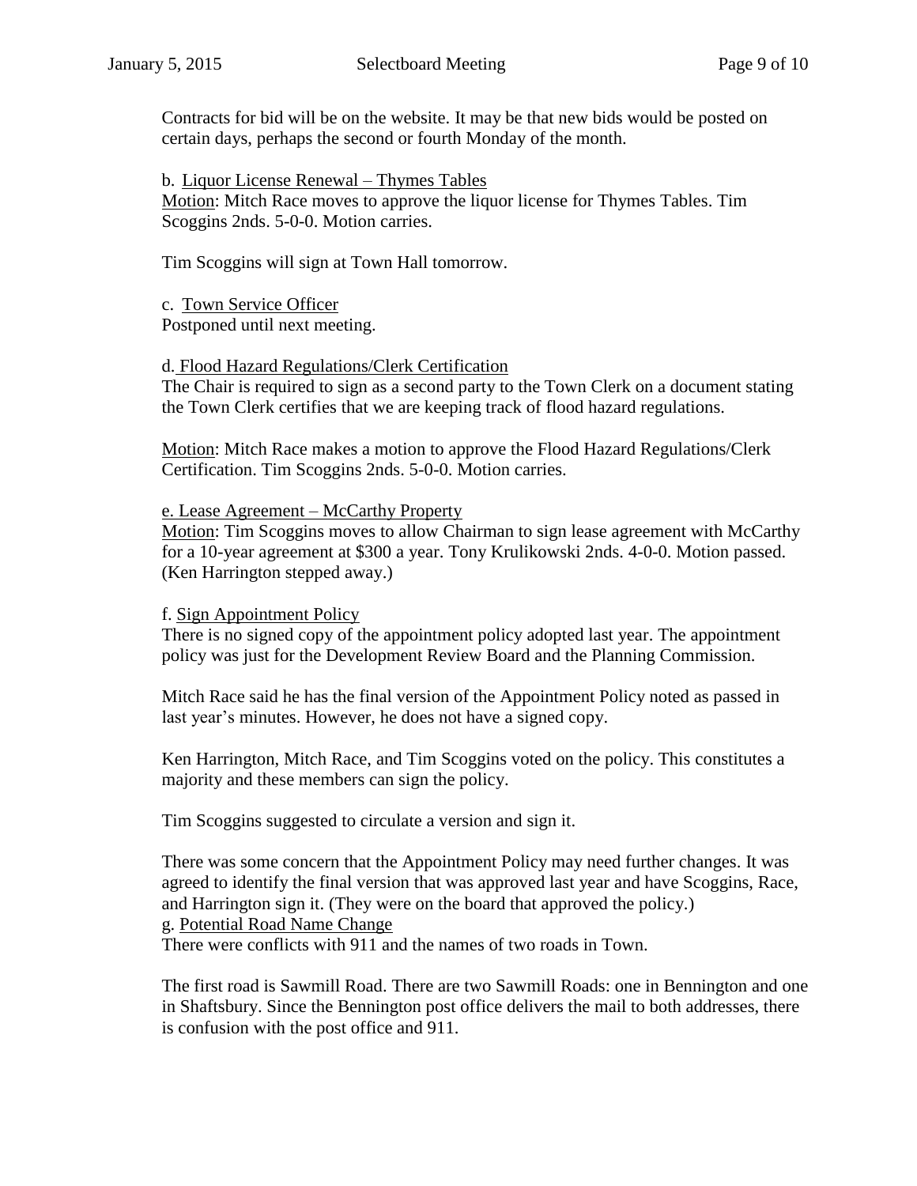Contracts for bid will be on the website. It may be that new bids would be posted on certain days, perhaps the second or fourth Monday of the month.

b. Liquor License Renewal – Thymes Tables

Motion: Mitch Race moves to approve the liquor license for Thymes Tables. Tim Scoggins 2nds. 5-0-0. Motion carries.

Tim Scoggins will sign at Town Hall tomorrow.

c. Town Service Officer

Postponed until next meeting.

d. Flood Hazard Regulations/Clerk Certification

The Chair is required to sign as a second party to the Town Clerk on a document stating the Town Clerk certifies that we are keeping track of flood hazard regulations.

Motion: Mitch Race makes a motion to approve the Flood Hazard Regulations/Clerk Certification. Tim Scoggins 2nds. 5-0-0. Motion carries.

e. Lease Agreement – McCarthy Property

Motion: Tim Scoggins moves to allow Chairman to sign lease agreement with McCarthy for a 10-year agreement at $300 a year. Tony Krulikowski 2nds. 4-0-0. Motion passed. (Ken Harrington stepped away.)

f. Sign Appointment Policy

There is no signed copy of the appointment policy adopted last year. The appointment policy was just for the Development Review Board and the Planning Commission.

Mitch Race said he has the final version of the Appointment Policy noted as passed in last year's minutes. However, he does not have a signed copy.

Ken Harrington, Mitch Race, and Tim Scoggins voted on the policy. This constitutes a majority and these members can sign the policy.

Tim Scoggins suggested to circulate a version and sign it.

There was some concern that the Appointment Policy may need further changes. It was agreed to identify the final version that was approved last year and have Scoggins, Race, and Harrington sign it. (They were on the board that approved the policy.)

g. Potential Road Name Change

There were conflicts with 911 and the names of two roads in Town.

The first road is Sawmill Road. There are two Sawmill Roads: one in Bennington and one in Shaftsbury. Since the Bennington post office delivers the mail to both addresses, there is confusion with the post office and 911.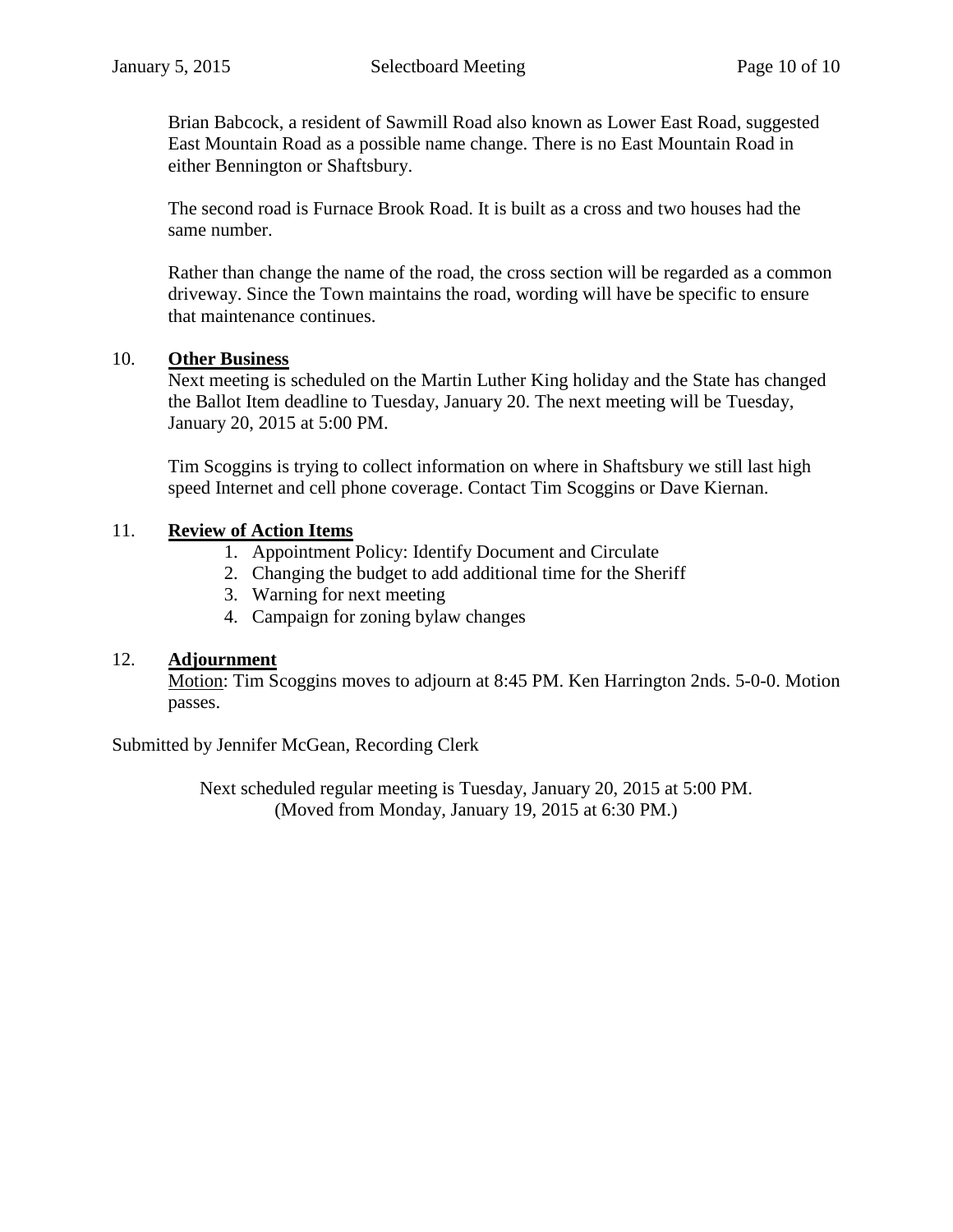Brian Babcock, a resident of Sawmill Road also known as Lower East Road, suggested East Mountain Road as a possible name change. There is no East Mountain Road in either Bennington or Shaftsbury.

The second road is Furnace Brook Road. It is built as a cross and two houses had the same number.

Rather than change the name of the road, the cross section will be regarded as a common driveway. Since the Town maintains the road, wording will have be specific to ensure that maintenance continues.

10. **Other Business**

Next meeting is scheduled on the Martin Luther King holiday and the State has changed the Ballot Item deadline to Tuesday, January 20. The next meeting will be Tuesday, January 20, 2015 at 5:00 PM.

Tim Scoggins is trying to collect information on where in Shaftsbury we still last high speed Internet and cell phone coverage. Contact Tim Scoggins or Dave Kiernan.

11. **Review of Action Items**

    1. Appointment Policy: Identify Document and Circulate
    2. Changing the budget to add additional time for the Sheriff
    3. Warning for next meeting
    4. Campaign for zoning bylaw changes

12. **Adjournment**

Motion: Tim Scoggins moves to adjourn at 8:45 PM. Ken Harrington 2nds. 5-0-0. Motion passes.

Submitted by Jennifer McGean, Recording Clerk

Next scheduled regular meeting is Tuesday, January 20, 2015 at 5:00 PM.
(Moved from Monday, January 19, 2015 at 6:30 PM.)